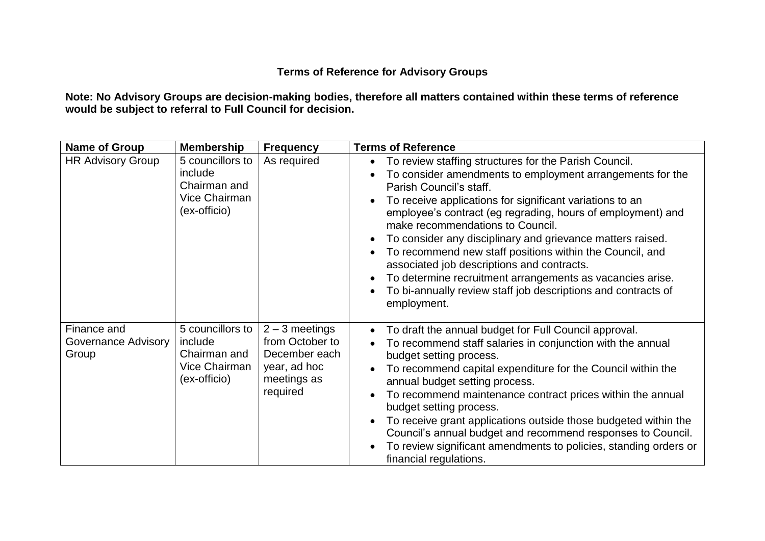# Terms of Reference for Advisory Groups

**Note: No Advisory Groups are decision-making bodies, therefore all matters contained within these terms of reference would be subject to referral to Full Council for decision.**

| Name of Group | Membership | Frequency | Terms of Reference |
|---|---|---|---|
| HR Advisory Group | 5 councillors to include Chairman and Vice Chairman (ex-officio) | As required | • To review staffing structures for the Parish Council.<br>• To consider amendments to employment arrangements for the Parish Council's staff.<br>• To receive applications for significant variations to an employee's contract (eg regrading, hours of employment) and make recommendations to Council.<br>• To consider any disciplinary and grievance matters raised.<br>• To recommend new staff positions within the Council, and associated job descriptions and contracts.<br>• To determine recruitment arrangements as vacancies arise.<br>• To bi-annually review staff job descriptions and contracts of employment. |
| Finance and Governance Advisory Group | 5 councillors to include Chairman and Vice Chairman (ex-officio) | 2 – 3 meetings from October to December each year, ad hoc meetings as required | • To draft the annual budget for Full Council approval.<br>• To recommend staff salaries in conjunction with the annual budget setting process.<br>• To recommend capital expenditure for the Council within the annual budget setting process.<br>• To recommend maintenance contract prices within the annual budget setting process.<br>• To receive grant applications outside those budgeted within the Council's annual budget and recommend responses to Council.<br>• To review significant amendments to policies, standing orders or financial regulations. |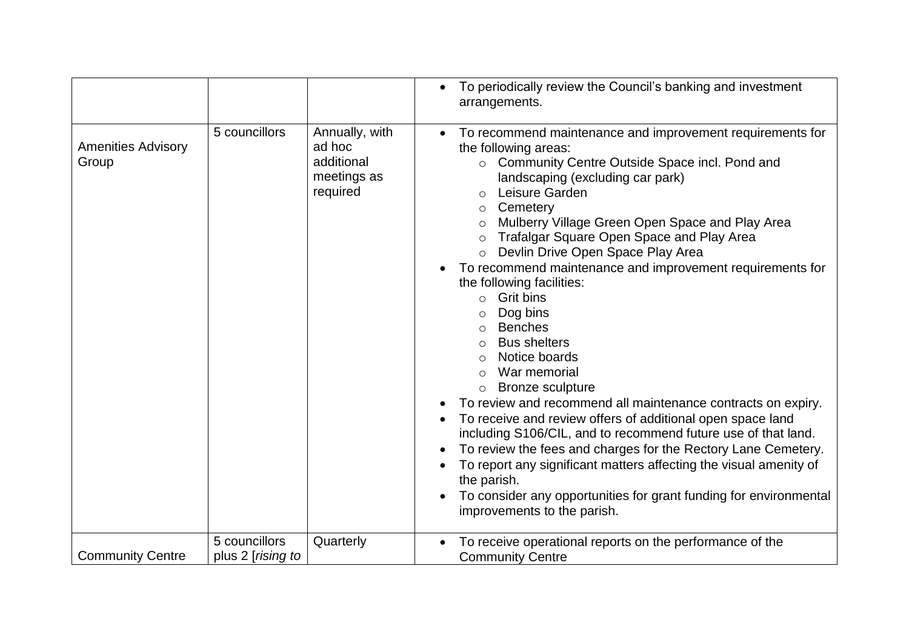| | | | |
|---|---|---|---|
| | | | • To periodically review the Council's banking and investment arrangements. |
| Amenities Advisory Group | 5 councillors | Annually, with ad hoc additional meetings as required | • To recommend maintenance and improvement requirements for the following areas:<br>&nbsp;&nbsp;○ Community Centre Outside Space incl. Pond and landscaping (excluding car park)<br>&nbsp;&nbsp;○ Leisure Garden<br>&nbsp;&nbsp;○ Cemetery<br>&nbsp;&nbsp;○ Mulberry Village Green Open Space and Play Area<br>&nbsp;&nbsp;○ Trafalgar Square Open Space and Play Area<br>&nbsp;&nbsp;○ Devlin Drive Open Space Play Area<br>• To recommend maintenance and improvement requirements for the following facilities:<br>&nbsp;&nbsp;○ Grit bins<br>&nbsp;&nbsp;○ Dog bins<br>&nbsp;&nbsp;○ Benches<br>&nbsp;&nbsp;○ Bus shelters<br>&nbsp;&nbsp;○ Notice boards<br>&nbsp;&nbsp;○ War memorial<br>&nbsp;&nbsp;○ Bronze sculpture<br>• To review and recommend all maintenance contracts on expiry.<br>• To receive and review offers of additional open space land including S106/CIL, and to recommend future use of that land.<br>• To review the fees and charges for the Rectory Lane Cemetery.<br>• To report any significant matters affecting the visual amenity of the parish.<br>• To consider any opportunities for grant funding for environmental improvements to the parish. |
| Community Centre | 5 councillors plus 2 [*rising to* | Quarterly | • To receive operational reports on the performance of the Community Centre |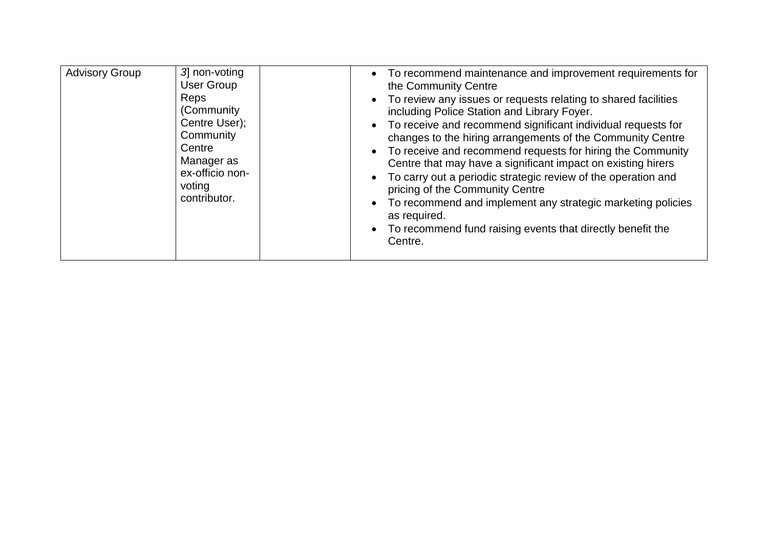| | | | |
|---|---|---|---|
| Advisory Group | *3*] non-voting User Group Reps (Community Centre User); Community Centre Manager as ex-officio non-voting contributor. | | • To recommend maintenance and improvement requirements for the Community Centre<br>• To review any issues or requests relating to shared facilities including Police Station and Library Foyer.<br>• To receive and recommend significant individual requests for changes to the hiring arrangements of the Community Centre<br>• To receive and recommend requests for hiring the Community Centre that may have a significant impact on existing hirers<br>• To carry out a periodic strategic review of the operation and pricing of the Community Centre<br>• To recommend and implement any strategic marketing policies as required.<br>• To recommend fund raising events that directly benefit the Centre. |